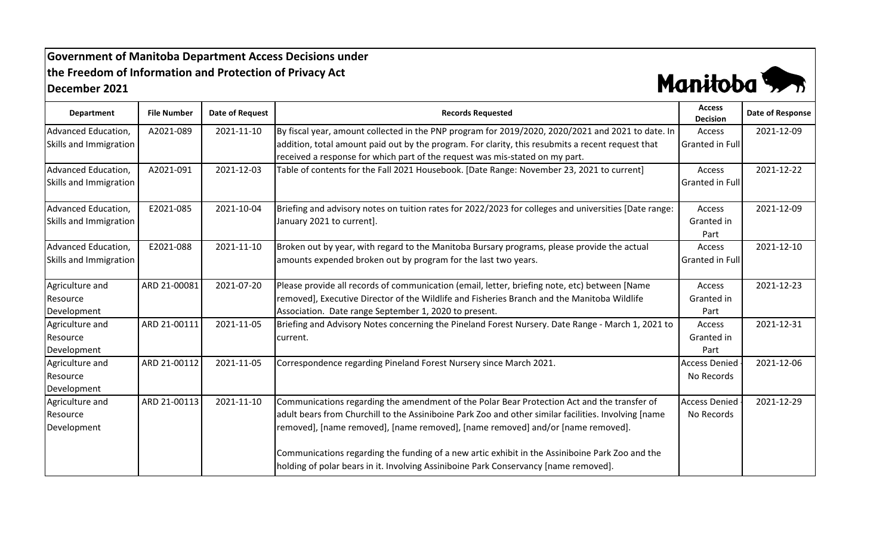# Government of Manitoba Department Access Decisions under the Freedom of Information and Protection of Privacy Act

## December 2021

| Department | File Number | Date of Request | Records Requested | Access Decision | Date of Response |
|---|---|---|---|---|---|
| Advanced Education, Skills and Immigration | A2021-089 | 2021-11-10 | By fiscal year, amount collected in the PNP program for 2019/2020, 2020/2021 and 2021 to date. In addition, total amount paid out by the program. For clarity, this resubmits a recent request that received a response for which part of the request was mis-stated on my part. | Access Granted in Full | 2021-12-09 |
| Advanced Education, Skills and Immigration | A2021-091 | 2021-12-03 | Table of contents for the Fall 2021 Housebook. [Date Range: November 23, 2021 to current] | Access Granted in Full | 2021-12-22 |
| Advanced Education, Skills and Immigration | E2021-085 | 2021-10-04 | Briefing and advisory notes on tuition rates for 2022/2023 for colleges and universities [Date range: January 2021 to current]. | Access Granted in Part | 2021-12-09 |
| Advanced Education, Skills and Immigration | E2021-088 | 2021-11-10 | Broken out by year, with regard to the Manitoba Bursary programs, please provide the actual amounts expended broken out by program for the last two years. | Access Granted in Full | 2021-12-10 |
| Agriculture and Resource Development | ARD 21-00081 | 2021-07-20 | Please provide all records of communication (email, letter, briefing note, etc) between [Name removed], Executive Director of the Wildlife and Fisheries Branch and the Manitoba Wildlife Association. Date range September 1, 2020 to present. | Access Granted in Part | 2021-12-23 |
| Agriculture and Resource Development | ARD 21-00111 | 2021-11-05 | Briefing and Advisory Notes concerning the Pineland Forest Nursery. Date Range - March 1, 2021 to current. | Access Granted in Part | 2021-12-31 |
| Agriculture and Resource Development | ARD 21-00112 | 2021-11-05 | Correspondence regarding Pineland Forest Nursery since March 2021. | Access Denied - No Records | 2021-12-06 |
| Agriculture and Resource Development | ARD 21-00113 | 2021-11-10 | Communications regarding the amendment of the Polar Bear Protection Act and the transfer of adult bears from Churchill to the Assiniboine Park Zoo and other similar facilities. Involving [name removed], [name removed], [name removed], [name removed] and/or [name removed].<br><br>Communications regarding the funding of a new artic exhibit in the Assiniboine Park Zoo and the holding of polar bears in it. Involving Assiniboine Park Conservancy [name removed]. | Access Denied - No Records | 2021-12-29 |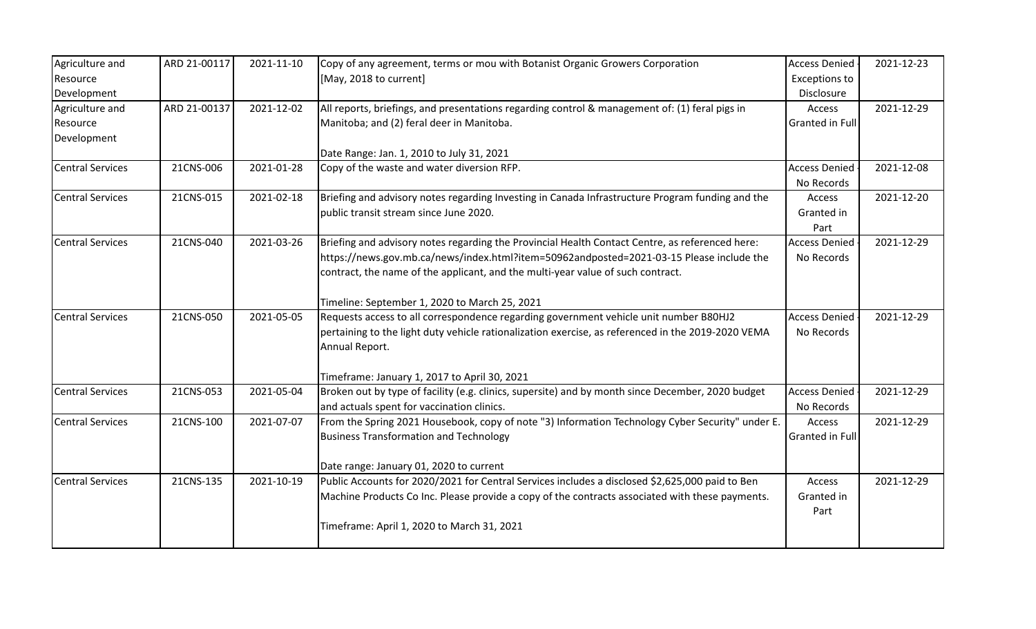| Agriculture and Resource Development | ARD 21-00117 | 2021-11-10 | Copy of any agreement, terms or mou with Botanist Organic Growers Corporation [May, 2018 to current] | Access Denied - Exceptions to Disclosure | 2021-12-23 |
|---|---|---|---|---|---|
| Agriculture and Resource Development | ARD 21-00137 | 2021-12-02 | All reports, briefings, and presentations regarding control & management of: (1) feral pigs in Manitoba; and (2) feral deer in Manitoba.<br><br>Date Range: Jan. 1, 2010 to July 31, 2021 | Access Granted in Full | 2021-12-29 |
| Central Services | 21CNS-006 | 2021-01-28 | Copy of the waste and water diversion RFP. | Access Denied - No Records | 2021-12-08 |
| Central Services | 21CNS-015 | 2021-02-18 | Briefing and advisory notes regarding Investing in Canada Infrastructure Program funding and the public transit stream since June 2020. | Access Granted in Part | 2021-12-20 |
| Central Services | 21CNS-040 | 2021-03-26 | Briefing and advisory notes regarding the Provincial Health Contact Centre, as referenced here: https://news.gov.mb.ca/news/index.html?item=50962andposted=2021-03-15 Please include the contract, the name of the applicant, and the multi-year value of such contract.<br><br>Timeline: September 1, 2020 to March 25, 2021 | Access Denied - No Records | 2021-12-29 |
| Central Services | 21CNS-050 | 2021-05-05 | Requests access to all correspondence regarding government vehicle unit number B80HJ2 pertaining to the light duty vehicle rationalization exercise, as referenced in the 2019-2020 VEMA Annual Report.<br><br>Timeframe: January 1, 2017 to April 30, 2021 | Access Denied - No Records | 2021-12-29 |
| Central Services | 21CNS-053 | 2021-05-04 | Broken out by type of facility (e.g. clinics, supersite) and by month since December, 2020 budget and actuals spent for vaccination clinics. | Access Denied - No Records | 2021-12-29 |
| Central Services | 21CNS-100 | 2021-07-07 | From the Spring 2021 Housebook, copy of note "3) Information Technology Cyber Security" under E. Business Transformation and Technology<br><br>Date range: January 01, 2020 to current | Access Granted in Full | 2021-12-29 |
| Central Services | 21CNS-135 | 2021-10-19 | Public Accounts for 2020/2021 for Central Services includes a disclosed $2,625,000 paid to Ben Machine Products Co Inc. Please provide a copy of the contracts associated with these payments.<br><br>Timeframe: April 1, 2020 to March 31, 2021 | Access Granted in Part | 2021-12-29 |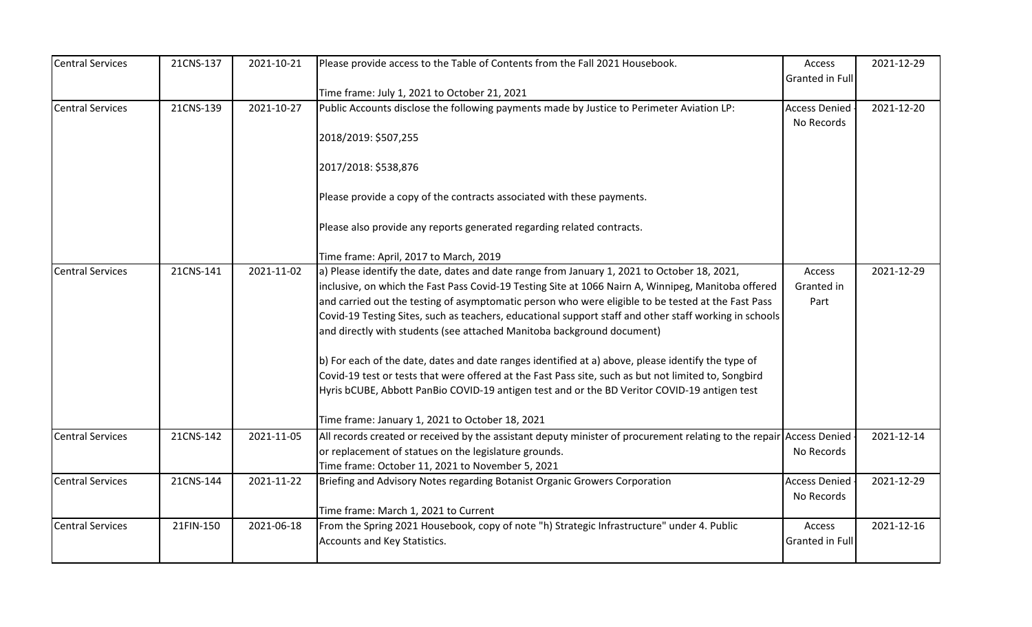| Central Services | 21CNS-137 | 2021-10-21 | Please provide access to the Table of Contents from the Fall 2021 Housebook.<br><br>Time frame: July 1, 2021 to October 21, 2021 | Access Granted in Full | 2021-12-29 |
|---|---|---|---|---|---|
| Central Services | 21CNS-139 | 2021-10-27 | Public Accounts disclose the following payments made by Justice to Perimeter Aviation LP:<br><br>2018/2019: $507,255<br><br>2017/2018: $538,876<br><br>Please provide a copy of the contracts associated with these payments.<br><br>Please also provide any reports generated regarding related contracts.<br><br>Time frame: April, 2017 to March, 2019 | Access Denied - No Records | 2021-12-20 |
| Central Services | 21CNS-141 | 2021-11-02 | a) Please identify the date, dates and date range from January 1, 2021 to October 18, 2021, inclusive, on which the Fast Pass Covid-19 Testing Site at 1066 Nairn A, Winnipeg, Manitoba offered and carried out the testing of asymptomatic person who were eligible to be tested at the Fast Pass Covid-19 Testing Sites, such as teachers, educational support staff and other staff working in schools and directly with students (see attached Manitoba background document)<br><br>b) For each of the date, dates and date ranges identified at a) above, please identify the type of Covid-19 test or tests that were offered at the Fast Pass site, such as but not limited to, Songbird Hyris bCUBE, Abbott PanBio COVID-19 antigen test and or the BD Veritor COVID-19 antigen test<br><br>Time frame: January 1, 2021 to October 18, 2021 | Access Granted in Part | 2021-12-29 |
| Central Services | 21CNS-142 | 2021-11-05 | All records created or received by the assistant deputy minister of procurement relating to the repair or replacement of statues on the legislature grounds.<br>Time frame: October 11, 2021 to November 5, 2021 | Access Denied - No Records | 2021-12-14 |
| Central Services | 21CNS-144 | 2021-11-22 | Briefing and Advisory Notes regarding Botanist Organic Growers Corporation<br><br>Time frame: March 1, 2021 to Current | Access Denied - No Records | 2021-12-29 |
| Central Services | 21FIN-150 | 2021-06-18 | From the Spring 2021 Housebook, copy of note "h) Strategic Infrastructure" under 4. Public Accounts and Key Statistics. | Access Granted in Full | 2021-12-16 |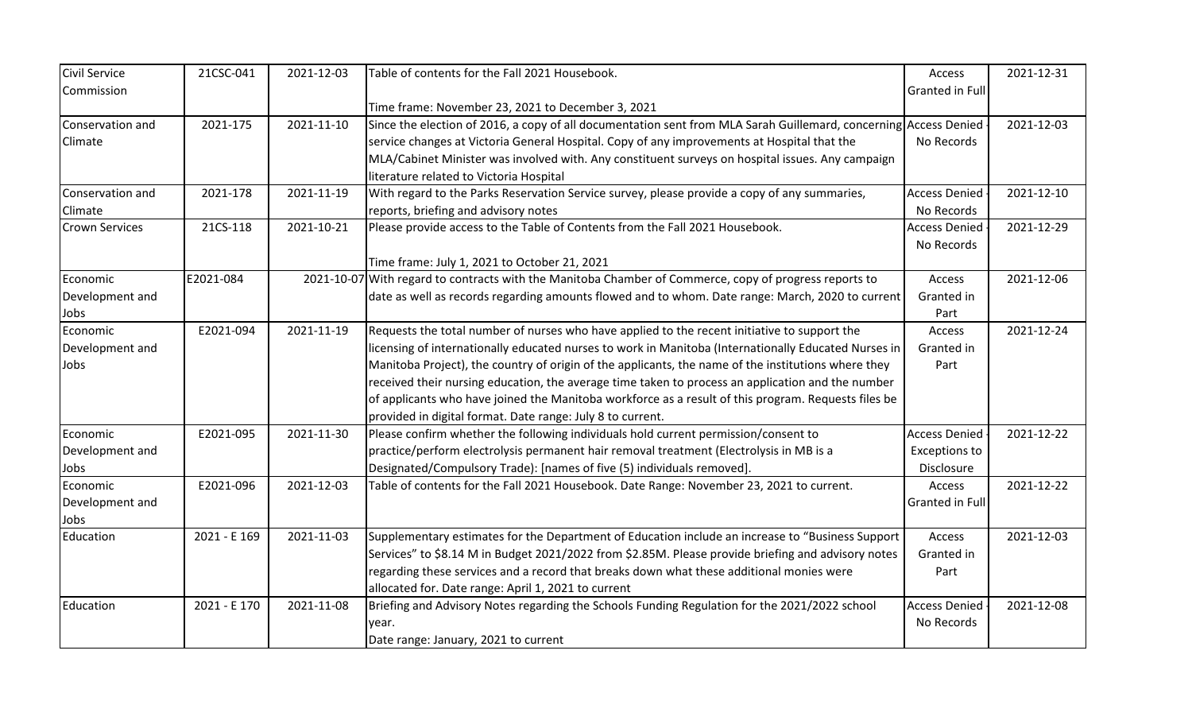| Civil Service Commission | 21CSC-041 | 2021-12-03 | Table of contents for the Fall 2021 Housebook.<br><br>Time frame: November 23, 2021 to December 3, 2021 | Access Granted in Full | 2021-12-31 |
|---|---|---|---|---|---|
| Conservation and Climate | 2021-175 | 2021-11-10 | Since the election of 2016, a copy of all documentation sent from MLA Sarah Guillemard, concerning service changes at Victoria General Hospital. Copy of any improvements at Hospital that the MLA/Cabinet Minister was involved with. Any constituent surveys on hospital issues. Any campaign literature related to Victoria Hospital | Access Denied - No Records | 2021-12-03 |
| Conservation and Climate | 2021-178 | 2021-11-19 | With regard to the Parks Reservation Service survey, please provide a copy of any summaries, reports, briefing and advisory notes | Access Denied - No Records | 2021-12-10 |
| Crown Services | 21CS-118 | 2021-10-21 | Please provide access to the Table of Contents from the Fall 2021 Housebook.<br><br>Time frame: July 1, 2021 to October 21, 2021 | Access Denied - No Records | 2021-12-29 |
| Economic Development and Jobs | E2021-084 | 2021-10-07 | With regard to contracts with the Manitoba Chamber of Commerce, copy of progress reports to date as well as records regarding amounts flowed and to whom. Date range: March, 2020 to current | Access Granted in Part | 2021-12-06 |
| Economic Development and Jobs | E2021-094 | 2021-11-19 | Requests the total number of nurses who have applied to the recent initiative to support the licensing of internationally educated nurses to work in Manitoba (Internationally Educated Nurses in Manitoba Project), the country of origin of the applicants, the name of the institutions where they received their nursing education, the average time taken to process an application and the number of applicants who have joined the Manitoba workforce as a result of this program. Requests files be provided in digital format. Date range: July 8 to current. | Access Granted in Part | 2021-12-24 |
| Economic Development and Jobs | E2021-095 | 2021-11-30 | Please confirm whether the following individuals hold current permission/consent to practice/perform electrolysis permanent hair removal treatment (Electrolysis in MB is a Designated/Compulsory Trade): [names of five (5) individuals removed]. | Access Denied - Exceptions to Disclosure | 2021-12-22 |
| Economic Development and Jobs | E2021-096 | 2021-12-03 | Table of contents for the Fall 2021 Housebook. Date Range: November 23, 2021 to current. | Access Granted in Full | 2021-12-22 |
| Education | 2021 - E 169 | 2021-11-03 | Supplementary estimates for the Department of Education include an increase to "Business Support Services" to $8.14 M in Budget 2021/2022 from $2.85M. Please provide briefing and advisory notes regarding these services and a record that breaks down what these additional monies were allocated for. Date range: April 1, 2021 to current | Access Granted in Part | 2021-12-03 |
| Education | 2021 - E 170 | 2021-11-08 | Briefing and Advisory Notes regarding the Schools Funding Regulation for the 2021/2022 school year.<br>Date range: January, 2021 to current | Access Denied - No Records | 2021-12-08 |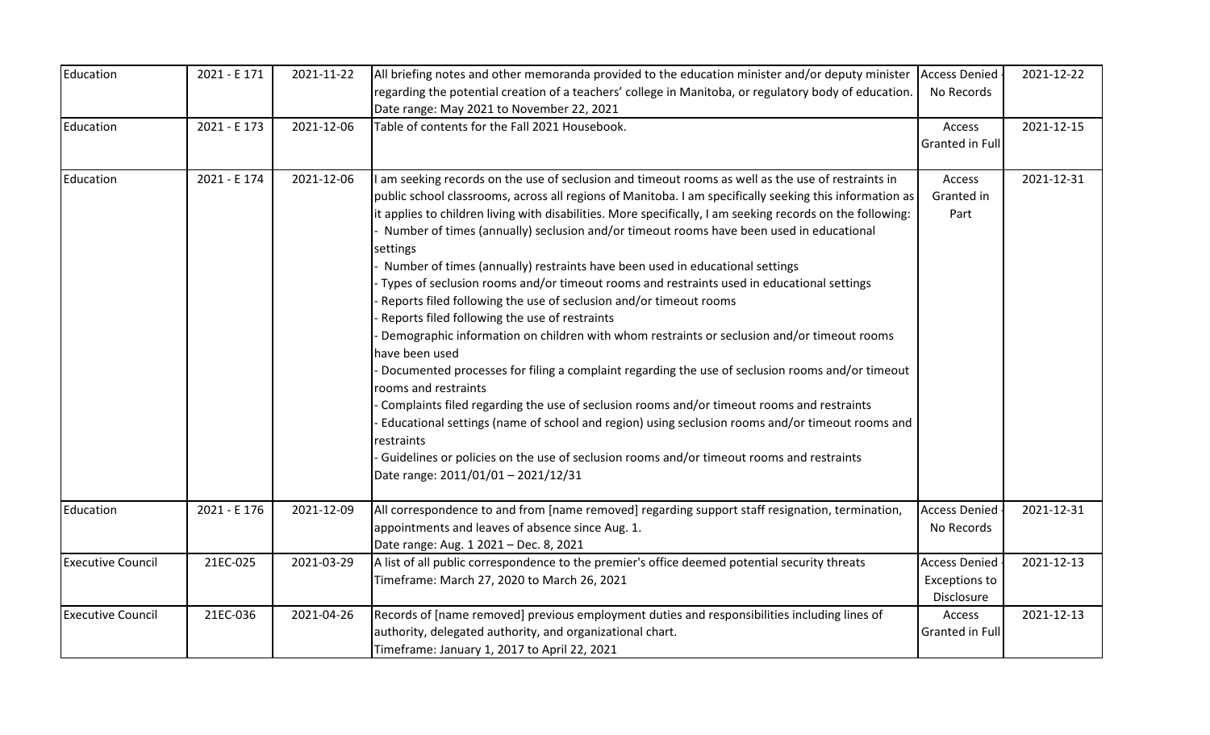| Education | 2021 - E 171 | 2021-11-22 | All briefing notes and other memoranda provided to the education minister and/or deputy minister regarding the potential creation of a teachers' college in Manitoba, or regulatory body of education. Date range: May 2021 to November 22, 2021 | Access Denied - No Records | 2021-12-22 |
|---|---|---|---|---|---|
| Education | 2021 - E 173 | 2021-12-06 | Table of contents for the Fall 2021 Housebook. | Access Granted in Full | 2021-12-15 |
| Education | 2021 - E 174 | 2021-12-06 | I am seeking records on the use of seclusion and timeout rooms as well as the use of restraints in public school classrooms, across all regions of Manitoba. I am specifically seeking this information as it applies to children living with disabilities. More specifically, I am seeking records on the following:<br>- Number of times (annually) seclusion and/or timeout rooms have been used in educational settings<br>- Number of times (annually) restraints have been used in educational settings<br>- Types of seclusion rooms and/or timeout rooms and restraints used in educational settings<br>- Reports filed following the use of seclusion and/or timeout rooms<br>- Reports filed following the use of restraints<br>- Demographic information on children with whom restraints or seclusion and/or timeout rooms have been used<br>- Documented processes for filing a complaint regarding the use of seclusion rooms and/or timeout rooms and restraints<br>- Complaints filed regarding the use of seclusion rooms and/or timeout rooms and restraints<br>- Educational settings (name of school and region) using seclusion rooms and/or timeout rooms and restraints<br>- Guidelines or policies on the use of seclusion rooms and/or timeout rooms and restraints<br>Date range: 2011/01/01 – 2021/12/31 | Access Granted in Part | 2021-12-31 |
| Education | 2021 - E 176 | 2021-12-09 | All correspondence to and from [name removed] regarding support staff resignation, termination, appointments and leaves of absence since Aug. 1.<br>Date range: Aug. 1 2021 – Dec. 8, 2021 | Access Denied - No Records | 2021-12-31 |
| Executive Council | 21EC-025 | 2021-03-29 | A list of all public correspondence to the premier's office deemed potential security threats<br>Timeframe: March 27, 2020 to March 26, 2021 | Access Denied - Exceptions to Disclosure | 2021-12-13 |
| Executive Council | 21EC-036 | 2021-04-26 | Records of [name removed] previous employment duties and responsibilities including lines of authority, delegated authority, and organizational chart.<br>Timeframe: January 1, 2017 to April 22, 2021 | Access Granted in Full | 2021-12-13 |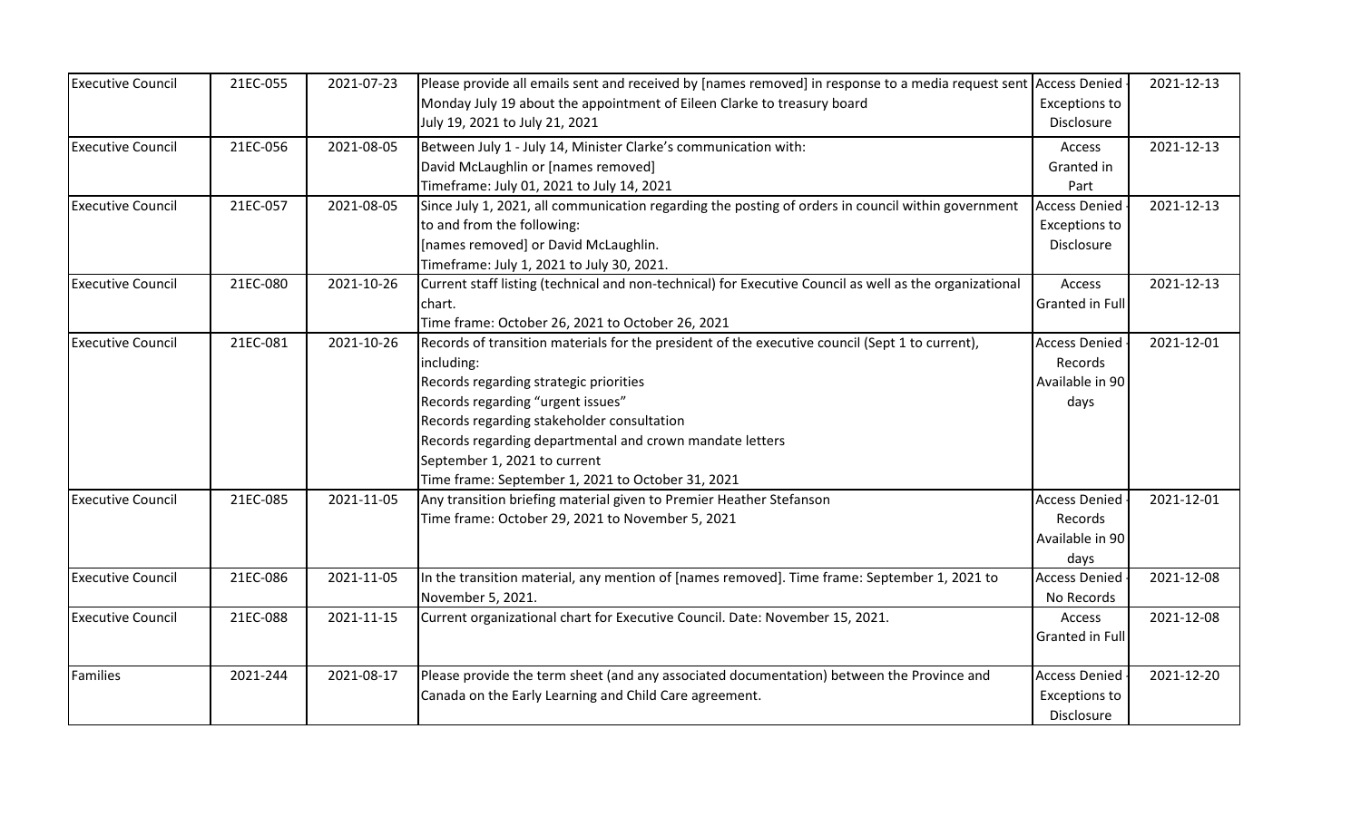| Executive Council | 21EC-055 | 2021-07-23 | Please provide all emails sent and received by [names removed] in response to a media request sent Monday July 19 about the appointment of Eileen Clarke to treasury board<br>July 19, 2021 to July 21, 2021 | Access Denied - Exceptions to Disclosure | 2021-12-13 |
|---|---|---|---|---|---|
| Executive Council | 21EC-056 | 2021-08-05 | Between July 1 - July 14, Minister Clarke's communication with:<br>David McLaughlin or [names removed]<br>Timeframe: July 01, 2021 to July 14, 2021 | Access Granted in Part | 2021-12-13 |
| Executive Council | 21EC-057 | 2021-08-05 | Since July 1, 2021, all communication regarding the posting of orders in council within government to and from the following:<br>[names removed] or David McLaughlin.<br>Timeframe: July 1, 2021 to July 30, 2021. | Access Denied - Exceptions to Disclosure | 2021-12-13 |
| Executive Council | 21EC-080 | 2021-10-26 | Current staff listing (technical and non-technical) for Executive Council as well as the organizational chart.<br>Time frame: October 26, 2021 to October 26, 2021 | Access Granted in Full | 2021-12-13 |
| Executive Council | 21EC-081 | 2021-10-26 | Records of transition materials for the president of the executive council (Sept 1 to current), including:<br>Records regarding strategic priorities<br>Records regarding "urgent issues"<br>Records regarding stakeholder consultation<br>Records regarding departmental and crown mandate letters<br>September 1, 2021 to current<br>Time frame: September 1, 2021 to October 31, 2021 | Access Denied - Records Available in 90 days | 2021-12-01 |
| Executive Council | 21EC-085 | 2021-11-05 | Any transition briefing material given to Premier Heather Stefanson<br>Time frame: October 29, 2021 to November 5, 2021 | Access Denied - Records Available in 90 days | 2021-12-01 |
| Executive Council | 21EC-086 | 2021-11-05 | In the transition material, any mention of [names removed]. Time frame: September 1, 2021 to November 5, 2021. | Access Denied - No Records | 2021-12-08 |
| Executive Council | 21EC-088 | 2021-11-15 | Current organizational chart for Executive Council. Date: November 15, 2021. | Access Granted in Full | 2021-12-08 |
| Families | 2021-244 | 2021-08-17 | Please provide the term sheet (and any associated documentation) between the Province and Canada on the Early Learning and Child Care agreement. | Access Denied - Exceptions to Disclosure | 2021-12-20 |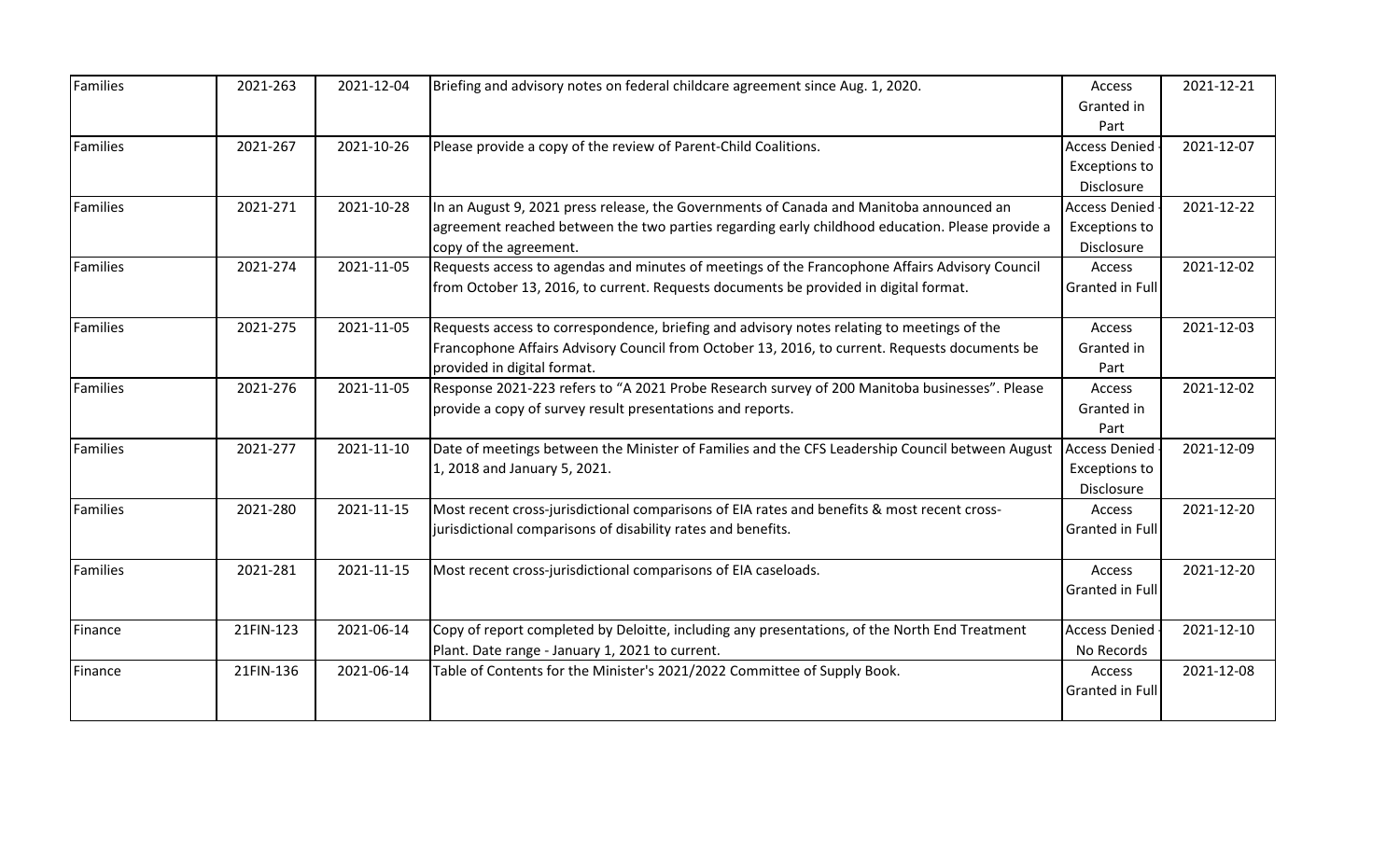| Families | 2021-263 | 2021-12-04 | Briefing and advisory notes on federal childcare agreement since Aug. 1, 2020. | Access Granted in Part | 2021-12-21 |
|---|---|---|---|---|---|
| Families | 2021-267 | 2021-10-26 | Please provide a copy of the review of Parent-Child Coalitions. | Access Denied - Exceptions to Disclosure | 2021-12-07 |
| Families | 2021-271 | 2021-10-28 | In an August 9, 2021 press release, the Governments of Canada and Manitoba announced an agreement reached between the two parties regarding early childhood education. Please provide a copy of the agreement. | Access Denied - Exceptions to Disclosure | 2021-12-22 |
| Families | 2021-274 | 2021-11-05 | Requests access to agendas and minutes of meetings of the Francophone Affairs Advisory Council from October 13, 2016, to current. Requests documents be provided in digital format. | Access Granted in Full | 2021-12-02 |
| Families | 2021-275 | 2021-11-05 | Requests access to correspondence, briefing and advisory notes relating to meetings of the Francophone Affairs Advisory Council from October 13, 2016, to current. Requests documents be provided in digital format. | Access Granted in Part | 2021-12-03 |
| Families | 2021-276 | 2021-11-05 | Response 2021-223 refers to "A 2021 Probe Research survey of 200 Manitoba businesses". Please provide a copy of survey result presentations and reports. | Access Granted in Part | 2021-12-02 |
| Families | 2021-277 | 2021-11-10 | Date of meetings between the Minister of Families and the CFS Leadership Council between August 1, 2018 and January 5, 2021. | Access Denied - Exceptions to Disclosure | 2021-12-09 |
| Families | 2021-280 | 2021-11-15 | Most recent cross-jurisdictional comparisons of EIA rates and benefits & most recent cross-jurisdictional comparisons of disability rates and benefits. | Access Granted in Full | 2021-12-20 |
| Families | 2021-281 | 2021-11-15 | Most recent cross-jurisdictional comparisons of EIA caseloads. | Access Granted in Full | 2021-12-20 |
| Finance | 21FIN-123 | 2021-06-14 | Copy of report completed by Deloitte, including any presentations, of the North End Treatment Plant. Date range - January 1, 2021 to current. | Access Denied - No Records | 2021-12-10 |
| Finance | 21FIN-136 | 2021-06-14 | Table of Contents for the Minister's 2021/2022 Committee of Supply Book. | Access Granted in Full | 2021-12-08 |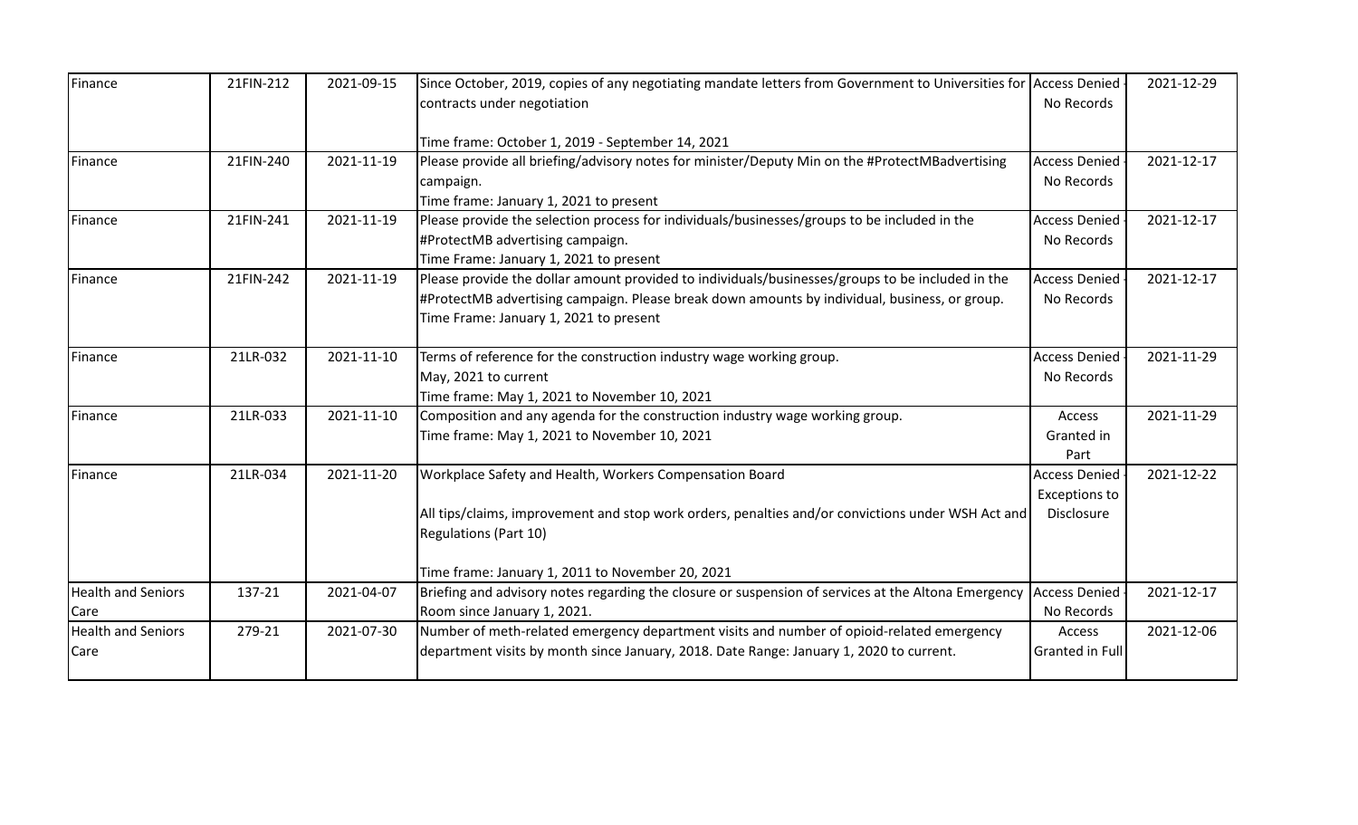| Finance | 21FIN-212 | 2021-09-15 | Since October, 2019, copies of any negotiating mandate letters from Government to Universities for contracts under negotiation<br><br>Time frame: October 1, 2019 - September 14, 2021 | Access Denied - No Records | 2021-12-29 |
|---|---|---|---|---|---|
| Finance | 21FIN-240 | 2021-11-19 | Please provide all briefing/advisory notes for minister/Deputy Min on the #ProtectMBadvertising campaign.<br>Time frame: January 1, 2021 to present | Access Denied - No Records | 2021-12-17 |
| Finance | 21FIN-241 | 2021-11-19 | Please provide the selection process for individuals/businesses/groups to be included in the #ProtectMB advertising campaign.<br>Time Frame: January 1, 2021 to present | Access Denied - No Records | 2021-12-17 |
| Finance | 21FIN-242 | 2021-11-19 | Please provide the dollar amount provided to individuals/businesses/groups to be included in the #ProtectMB advertising campaign. Please break down amounts by individual, business, or group.<br>Time Frame: January 1, 2021 to present | Access Denied - No Records | 2021-12-17 |
| Finance | 21LR-032 | 2021-11-10 | Terms of reference for the construction industry wage working group.<br>May, 2021 to current<br>Time frame: May 1, 2021 to November 10, 2021 | Access Denied - No Records | 2021-11-29 |
| Finance | 21LR-033 | 2021-11-10 | Composition and any agenda for the construction industry wage working group.<br>Time frame: May 1, 2021 to November 10, 2021 | Access Granted in Part | 2021-11-29 |
| Finance | 21LR-034 | 2021-11-20 | Workplace Safety and Health, Workers Compensation Board<br><br>All tips/claims, improvement and stop work orders, penalties and/or convictions under WSH Act and Regulations (Part 10)<br><br>Time frame: January 1, 2011 to November 20, 2021 | Access Denied - Exceptions to Disclosure | 2021-12-22 |
| Health and Seniors Care | 137-21 | 2021-04-07 | Briefing and advisory notes regarding the closure or suspension of services at the Altona Emergency Room since January 1, 2021. | Access Denied - No Records | 2021-12-17 |
| Health and Seniors Care | 279-21 | 2021-07-30 | Number of meth-related emergency department visits and number of opioid-related emergency department visits by month since January, 2018. Date Range: January 1, 2020 to current. | Access Granted in Full | 2021-12-06 |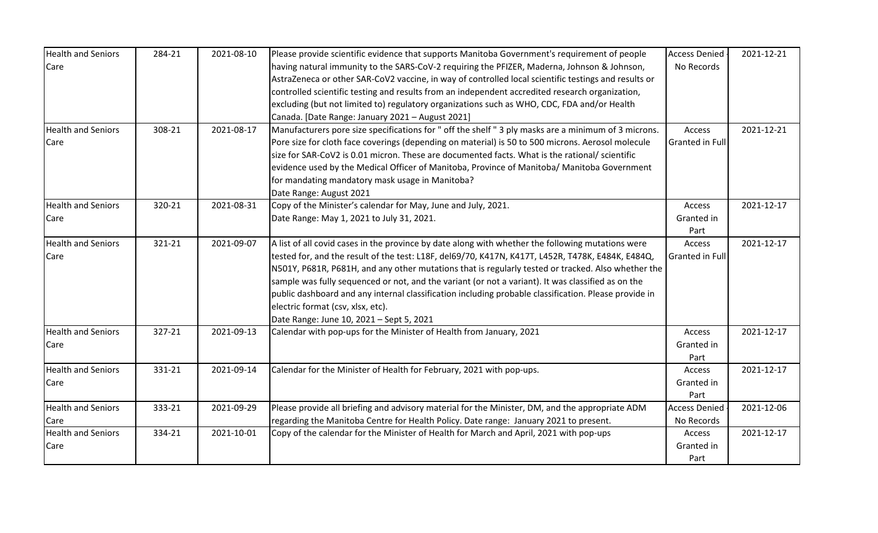| Health and Seniors Care | 284-21 | 2021-08-10 | Please provide scientific evidence that supports Manitoba Government's requirement of people having natural immunity to the SARS-CoV-2 requiring the PFIZER, Maderna, Johnson & Johnson, AstraZeneca or other SAR-CoV2 vaccine, in way of controlled local scientific testings and results or controlled scientific testing and results from an independent accredited research organization, excluding (but not limited to) regulatory organizations such as WHO, CDC, FDA and/or Health Canada. [Date Range: January 2021 – August 2021] | Access Denied - No Records | 2021-12-21 |
|---|---|---|---|---|---|
| Health and Seniors Care | 308-21 | 2021-08-17 | Manufacturers pore size specifications for " off the shelf " 3 ply masks are a minimum of 3 microns. Pore size for cloth face coverings (depending on material) is 50 to 500 microns. Aerosol molecule size for SAR-CoV2 is 0.01 micron. These are documented facts. What is the rational/ scientific evidence used by the Medical Officer of Manitoba, Province of Manitoba/ Manitoba Government for mandating mandatory mask usage in Manitoba?<br>Date Range: August 2021 | Access Granted in Full | 2021-12-21 |
| Health and Seniors Care | 320-21 | 2021-08-31 | Copy of the Minister's calendar for May, June and July, 2021.<br>Date Range: May 1, 2021 to July 31, 2021. | Access Granted in Part | 2021-12-17 |
| Health and Seniors Care | 321-21 | 2021-09-07 | A list of all covid cases in the province by date along with whether the following mutations were tested for, and the result of the test: L18F, del69/70, K417N, K417T, L452R, T478K, E484K, E484Q, N501Y, P681R, P681H, and any other mutations that is regularly tested or tracked. Also whether the sample was fully sequenced or not, and the variant (or not a variant). It was classified as on the public dashboard and any internal classification including probable classification. Please provide in electric format (csv, xlsx, etc).<br>Date Range: June 10, 2021 – Sept 5, 2021 | Access Granted in Full | 2021-12-17 |
| Health and Seniors Care | 327-21 | 2021-09-13 | Calendar with pop-ups for the Minister of Health from January, 2021 | Access Granted in Part | 2021-12-17 |
| Health and Seniors Care | 331-21 | 2021-09-14 | Calendar for the Minister of Health for February, 2021 with pop-ups. | Access Granted in Part | 2021-12-17 |
| Health and Seniors Care | 333-21 | 2021-09-29 | Please provide all briefing and advisory material for the Minister, DM, and the appropriate ADM regarding the Manitoba Centre for Health Policy. Date range: January 2021 to present. | Access Denied - No Records | 2021-12-06 |
| Health and Seniors Care | 334-21 | 2021-10-01 | Copy of the calendar for the Minister of Health for March and April, 2021 with pop-ups | Access Granted in Part | 2021-12-17 |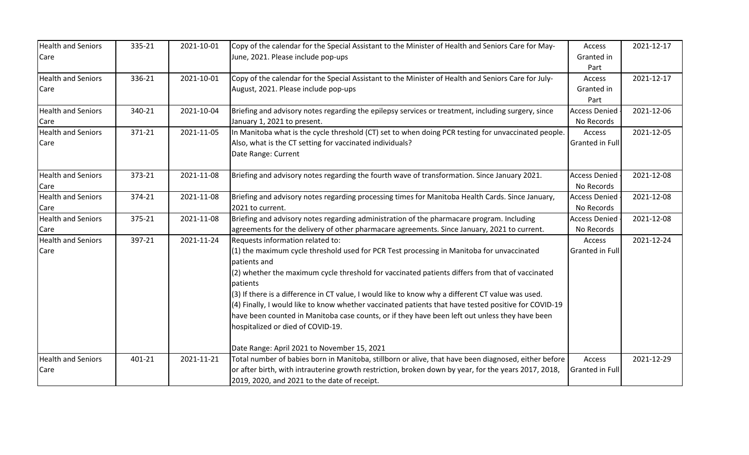| Health and Seniors Care | 335-21 | 2021-10-01 | Copy of the calendar for the Special Assistant to the Minister of Health and Seniors Care for May-June, 2021. Please include pop-ups | Access Granted in Part | 2021-12-17 |
|---|---|---|---|---|---|
| Health and Seniors Care | 336-21 | 2021-10-01 | Copy of the calendar for the Special Assistant to the Minister of Health and Seniors Care for July-August, 2021. Please include pop-ups | Access Granted in Part | 2021-12-17 |
| Health and Seniors Care | 340-21 | 2021-10-04 | Briefing and advisory notes regarding the epilepsy services or treatment, including surgery, since January 1, 2021 to present. | Access Denied - No Records | 2021-12-06 |
| Health and Seniors Care | 371-21 | 2021-11-05 | In Manitoba what is the cycle threshold (CT) set to when doing PCR testing for unvaccinated people. Also, what is the CT setting for vaccinated individuals?<br>Date Range: Current | Access Granted in Full | 2021-12-05 |
| Health and Seniors Care | 373-21 | 2021-11-08 | Briefing and advisory notes regarding the fourth wave of transformation. Since January 2021. | Access Denied - No Records | 2021-12-08 |
| Health and Seniors Care | 374-21 | 2021-11-08 | Briefing and advisory notes regarding processing times for Manitoba Health Cards. Since January, 2021 to current. | Access Denied - No Records | 2021-12-08 |
| Health and Seniors Care | 375-21 | 2021-11-08 | Briefing and advisory notes regarding administration of the pharmacare program. Including agreements for the delivery of other pharmacare agreements. Since January, 2021 to current. | Access Denied - No Records | 2021-12-08 |
| Health and Seniors Care | 397-21 | 2021-11-24 | Requests information related to:<br>(1) the maximum cycle threshold used for PCR Test processing in Manitoba for unvaccinated patients and<br>(2) whether the maximum cycle threshold for vaccinated patients differs from that of vaccinated patients<br>(3) If there is a difference in CT value, I would like to know why a different CT value was used.<br>(4) Finally, I would like to know whether vaccinated patients that have tested positive for COVID-19 have been counted in Manitoba case counts, or if they have been left out unless they have been hospitalized or died of COVID-19.<br><br>Date Range: April 2021 to November 15, 2021 | Access Granted in Full | 2021-12-24 |
| Health and Seniors Care | 401-21 | 2021-11-21 | Total number of babies born in Manitoba, stillborn or alive, that have been diagnosed, either before or after birth, with intrauterine growth restriction, broken down by year, for the years 2017, 2018, 2019, 2020, and 2021 to the date of receipt. | Access Granted in Full | 2021-12-29 |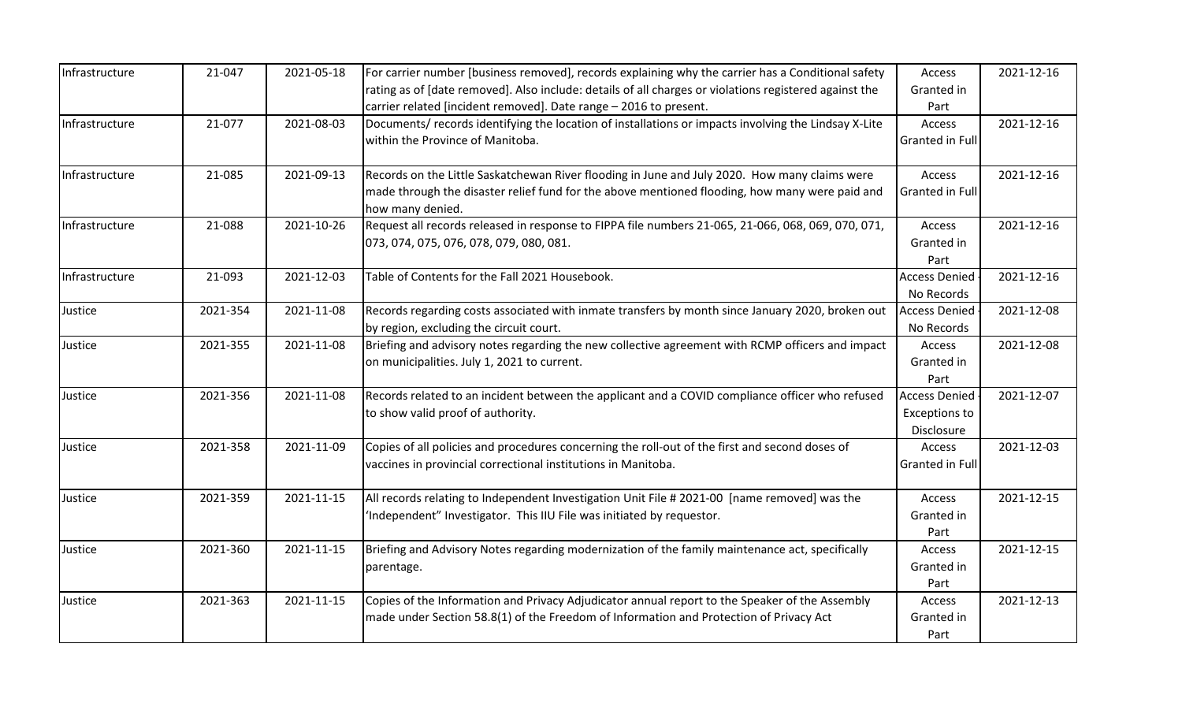| Infrastructure | 21-047 | 2021-05-18 | For carrier number [business removed], records explaining why the carrier has a Conditional safety rating as of [date removed]. Also include: details of all charges or violations registered against the carrier related [incident removed]. Date range – 2016 to present. | Access Granted in Part | 2021-12-16 |
|---|---|---|---|---|---|
| Infrastructure | 21-077 | 2021-08-03 | Documents/ records identifying the location of installations or impacts involving the Lindsay X-Lite within the Province of Manitoba. | Access Granted in Full | 2021-12-16 |
| Infrastructure | 21-085 | 2021-09-13 | Records on the Little Saskatchewan River flooding in June and July 2020. How many claims were made through the disaster relief fund for the above mentioned flooding, how many were paid and how many denied. | Access Granted in Full | 2021-12-16 |
| Infrastructure | 21-088 | 2021-10-26 | Request all records released in response to FIPPA file numbers 21-065, 21-066, 068, 069, 070, 071, 073, 074, 075, 076, 078, 079, 080, 081. | Access Granted in Part | 2021-12-16 |
| Infrastructure | 21-093 | 2021-12-03 | Table of Contents for the Fall 2021 Housebook. | Access Denied - No Records | 2021-12-16 |
| Justice | 2021-354 | 2021-11-08 | Records regarding costs associated with inmate transfers by month since January 2020, broken out by region, excluding the circuit court. | Access Denied - No Records | 2021-12-08 |
| Justice | 2021-355 | 2021-11-08 | Briefing and advisory notes regarding the new collective agreement with RCMP officers and impact on municipalities. July 1, 2021 to current. | Access Granted in Part | 2021-12-08 |
| Justice | 2021-356 | 2021-11-08 | Records related to an incident between the applicant and a COVID compliance officer who refused to show valid proof of authority. | Access Denied - Exceptions to Disclosure | 2021-12-07 |
| Justice | 2021-358 | 2021-11-09 | Copies of all policies and procedures concerning the roll-out of the first and second doses of vaccines in provincial correctional institutions in Manitoba. | Access Granted in Full | 2021-12-03 |
| Justice | 2021-359 | 2021-11-15 | All records relating to Independent Investigation Unit File # 2021-00 [name removed] was the 'Independent" Investigator. This IIU File was initiated by requestor. | Access Granted in Part | 2021-12-15 |
| Justice | 2021-360 | 2021-11-15 | Briefing and Advisory Notes regarding modernization of the family maintenance act, specifically parentage. | Access Granted in Part | 2021-12-15 |
| Justice | 2021-363 | 2021-11-15 | Copies of the Information and Privacy Adjudicator annual report to the Speaker of the Assembly made under Section 58.8(1) of the Freedom of Information and Protection of Privacy Act | Access Granted in Part | 2021-12-13 |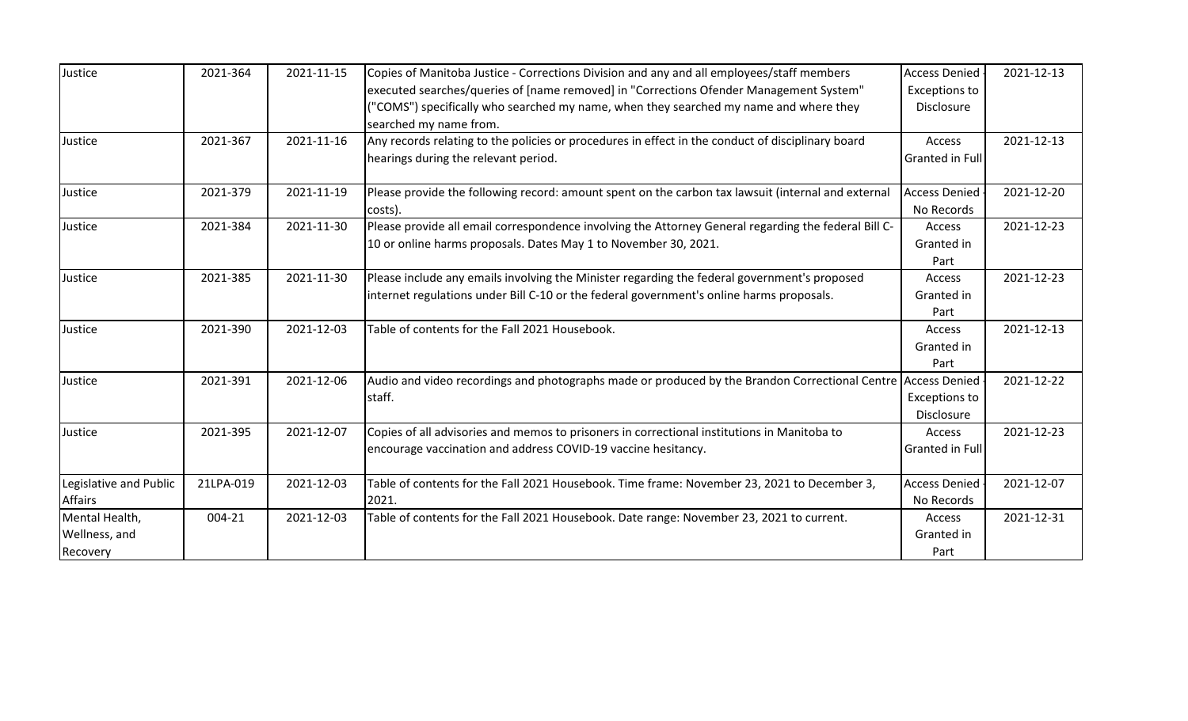| | | | | | |
|---|---|---|---|---|---|
| Justice | 2021-364 | 2021-11-15 | Copies of Manitoba Justice - Corrections Division and any and all employees/staff members executed searches/queries of [name removed] in "Corrections Ofender Management System" ("COMS") specifically who searched my name, when they searched my name and where they searched my name from. | Access Denied - Exceptions to Disclosure | 2021-12-13 |
| Justice | 2021-367 | 2021-11-16 | Any records relating to the policies or procedures in effect in the conduct of disciplinary board hearings during the relevant period. | Access Granted in Full | 2021-12-13 |
| Justice | 2021-379 | 2021-11-19 | Please provide the following record: amount spent on the carbon tax lawsuit (internal and external costs). | Access Denied - No Records | 2021-12-20 |
| Justice | 2021-384 | 2021-11-30 | Please provide all email correspondence involving the Attorney General regarding the federal Bill C-10 or online harms proposals. Dates May 1 to November 30, 2021. | Access Granted in Part | 2021-12-23 |
| Justice | 2021-385 | 2021-11-30 | Please include any emails involving the Minister regarding the federal government's proposed internet regulations under Bill C-10 or the federal government's online harms proposals. | Access Granted in Part | 2021-12-23 |
| Justice | 2021-390 | 2021-12-03 | Table of contents for the Fall 2021 Housebook. | Access Granted in Part | 2021-12-13 |
| Justice | 2021-391 | 2021-12-06 | Audio and video recordings and photographs made or produced by the Brandon Correctional Centre staff. | Access Denied - Exceptions to Disclosure | 2021-12-22 |
| Justice | 2021-395 | 2021-12-07 | Copies of all advisories and memos to prisoners in correctional institutions in Manitoba to encourage vaccination and address COVID-19 vaccine hesitancy. | Access Granted in Full | 2021-12-23 |
| Legislative and Public Affairs | 21LPA-019 | 2021-12-03 | Table of contents for the Fall 2021 Housebook. Time frame: November 23, 2021 to December 3, 2021. | Access Denied - No Records | 2021-12-07 |
| Mental Health, Wellness, and Recovery | 004-21 | 2021-12-03 | Table of contents for the Fall 2021 Housebook. Date range: November 23, 2021 to current. | Access Granted in Part | 2021-12-31 |